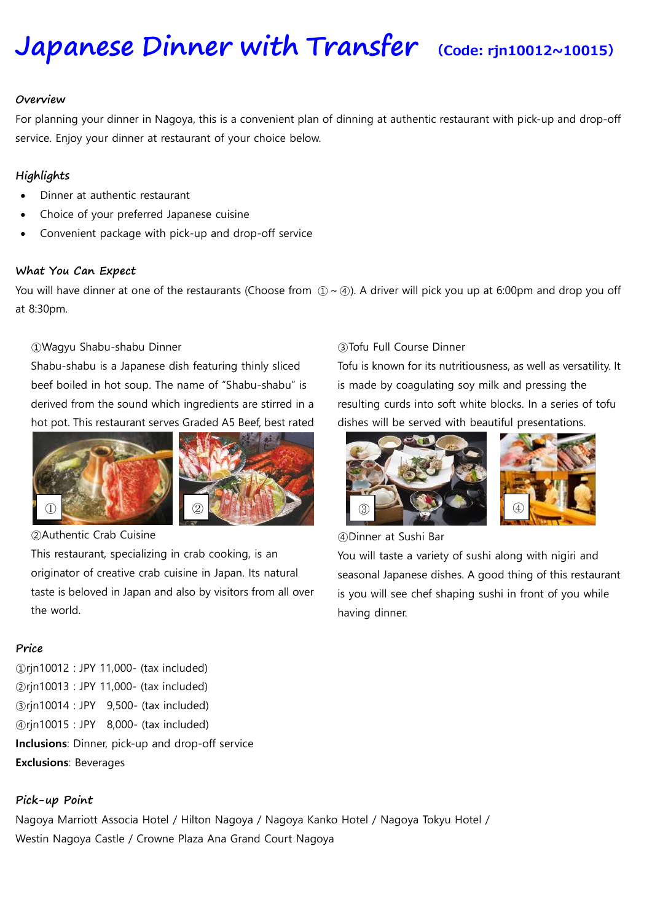# Japanese Dinner with Transfer (Code: rjn10012~10015)

### Overview

For planning your dinner in Nagoya, this is a convenient plan of dinning at authentic restaurant with pick-up and drop-off service. Enjoy your dinner at restaurant of your choice below.

### Highlights

- Dinner at authentic restaurant
- Choice of your preferred Japanese cuisine
- Convenient package with pick-up and drop-off service

### What You Can Expect

You will have dinner at one of the restaurants (Choose from ①~④). A driver will pick you up at 6:00pm and drop you off at 8:30pm.

①Wagyu Shabu-shabu Dinner

Shabu-shabu is a Japanese dish featuring thinly sliced beef boiled in hot soup. The name of "Shabu-shabu" is derived from the sound which ingredients are stirred in a hot pot. This restaurant serves Graded A5 Beef, best rated

②Authentic Crab Cuisine

This restaurant, specializing in crab cooking, is an originator of creative crab cuisine in Japan. Its natural taste is beloved in Japan and also by visitors from all over the world.

③Tofu Full Course Dinner

Tofu is known for its nutritiousness, as well as versatility. It is made by coagulating soy milk and pressing the resulting curds into soft white blocks. In a series of tofu dishes will be served with beautiful presentations.

④Dinner at Sushi Bar

You will taste a variety of sushi along with nigiri and seasonal Japanese dishes. A good thing of this restaurant is you will see chef shaping sushi in front of you while having dinner.

### Price

①rjn10012 : JPY 11,000- (tax included)
②rjn10013 : JPY 11,000- (tax included)
③rjn10014 : JPY 9,500- (tax included)
④rjn10015 : JPY 8,000- (tax included)

**Inclusions**: Dinner, pick-up and drop-off service
**Exclusions**: Beverages

### Pick-up Point

Nagoya Marriott Associa Hotel / Hilton Nagoya / Nagoya Kanko Hotel / Nagoya Tokyu Hotel / Westin Nagoya Castle / Crowne Plaza Ana Grand Court Nagoya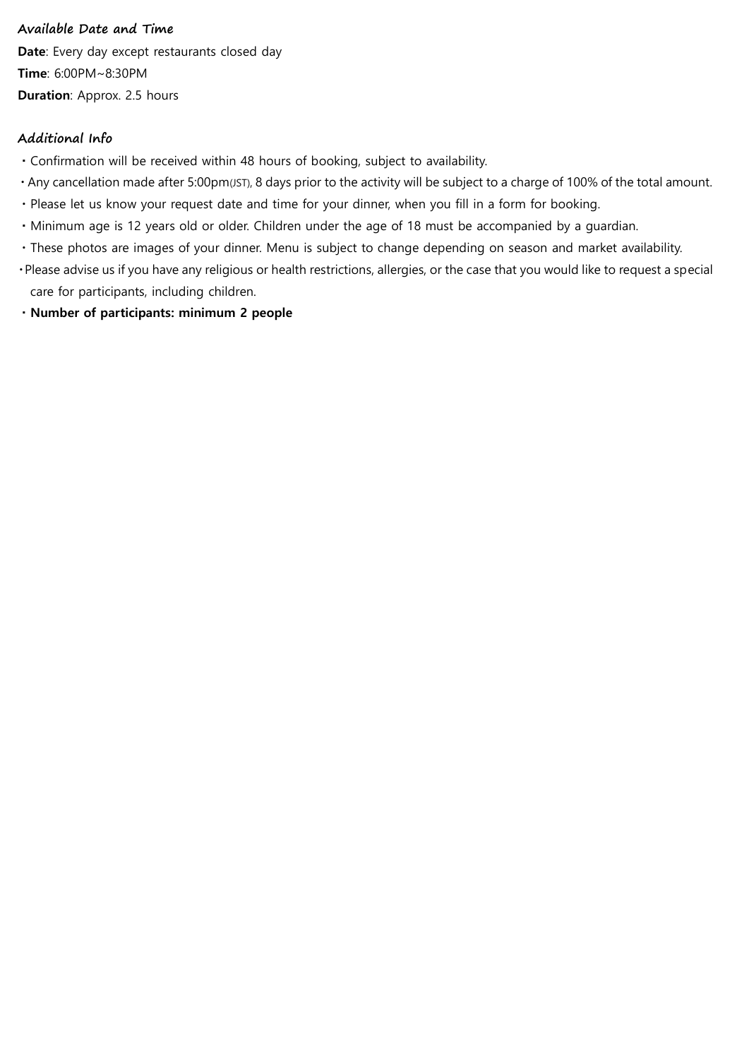### Available Date and Time

**Date**: Every day except restaurants closed day

**Time**: 6:00PM~8:30PM

**Duration**: Approx. 2.5 hours

### Additional Info

- Confirmation will be received within 48 hours of booking, subject to availability.
- Any cancellation made after 5:00pm(JST), 8 days prior to the activity will be subject to a charge of 100% of the total amount.
- Please let us know your request date and time for your dinner, when you fill in a form for booking.
- Minimum age is 12 years old or older. Children under the age of 18 must be accompanied by a guardian.
- These photos are images of your dinner. Menu is subject to change depending on season and market availability.
- Please advise us if you have any religious or health restrictions, allergies, or the case that you would like to request a special care for participants, including children.
- **Number of participants: minimum 2 people**